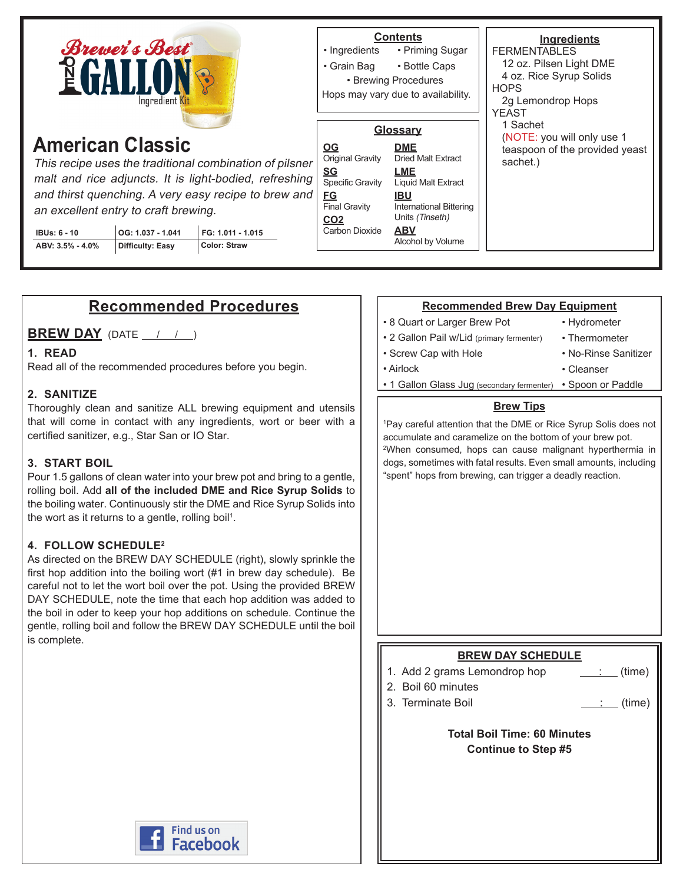# Brewer's Best ONE GALLON Ingredient Kit

## American Classic

*This recipe uses the traditional combination of pilsner malt and rice adjuncts. It is light-bodied, refreshing and thirst quenching. A very easy recipe to brew and an excellent entry to craft brewing.*

| IBUs: 6 - 10 | OG: 1.037 - 1.041 | FG: 1.011 - 1.015 |
|---|---|---|
| ABV: 3.5% - 4.0% | Difficulty: Easy | Color: Straw |

### Contents

- Ingredients
- Priming Sugar
- Grain Bag
- Bottle Caps
- Brewing Procedures

Hops may vary due to availability.

### Glossary

**OG** Original Gravity
**SG** Specific Gravity
**FG** Final Gravity
**CO2** Carbon Dioxide
**DME** Dried Malt Extract
**LME** Liquid Malt Extract
**IBU** International Bittering Units *(Tinseth)*
**ABV** Alcohol by Volume

### Ingredients

FERMENTABLES
- 12 oz. Pilsen Light DME
- 4 oz. Rice Syrup Solids

HOPS
- 2g Lemondrop Hops

YEAST
- 1 Sachet
- (NOTE: you will only use 1 teaspoon of the provided yeast sachet.)

## Recommended Procedures

### BREW DAY (DATE __/__/__)

**1. READ**
Read all of the recommended procedures before you begin.

**2. SANITIZE**
Thoroughly clean and sanitize ALL brewing equipment and utensils that will come in contact with any ingredients, wort or beer with a certified sanitizer, e.g., Star San or IO Star.

**3. START BOIL**
Pour 1.5 gallons of clean water into your brew pot and bring to a gentle, rolling boil. Add **all of the included DME and Rice Syrup Solids** to the boiling water. Continuously stir the DME and Rice Syrup Solids into the wort as it returns to a gentle, rolling boil[1].

**4. FOLLOW SCHEDULE[2]**
As directed on the BREW DAY SCHEDULE (right), slowly sprinkle the first hop addition into the boiling wort (#1 in brew day schedule). Be careful not to let the wort boil over the pot. Using the provided BREW DAY SCHEDULE, note the time that each hop addition was added to the boil in oder to keep your hop additions on schedule. Continue the gentle, rolling boil and follow the BREW DAY SCHEDULE until the boil is complete.

### Recommended Brew Day Equipment

- 8 Quart or Larger Brew Pot
- 2 Gallon Pail w/Lid (primary fermenter)
- Screw Cap with Hole
- Airlock
- 1 Gallon Glass Jug (secondary fermenter)
- Hydrometer
- Thermometer
- No-Rinse Sanitizer
- Cleanser
- Spoon or Paddle

### Brew Tips

[1]Pay careful attention that the DME or Rice Syrup Solis does not accumulate and caramelize on the bottom of your brew pot.
[2]When consumed, hops can cause malignant hyperthermia in dogs, sometimes with fatal results. Even small amounts, including "spent" hops from brewing, can trigger a deadly reaction.

### BREW DAY SCHEDULE

1. Add 2 grams Lemondrop hop ___:___ (time)
2. Boil 60 minutes
3. Terminate Boil ___:___ (time)

**Total Boil Time: 60 Minutes**
**Continue to Step #5**

Find us on Facebook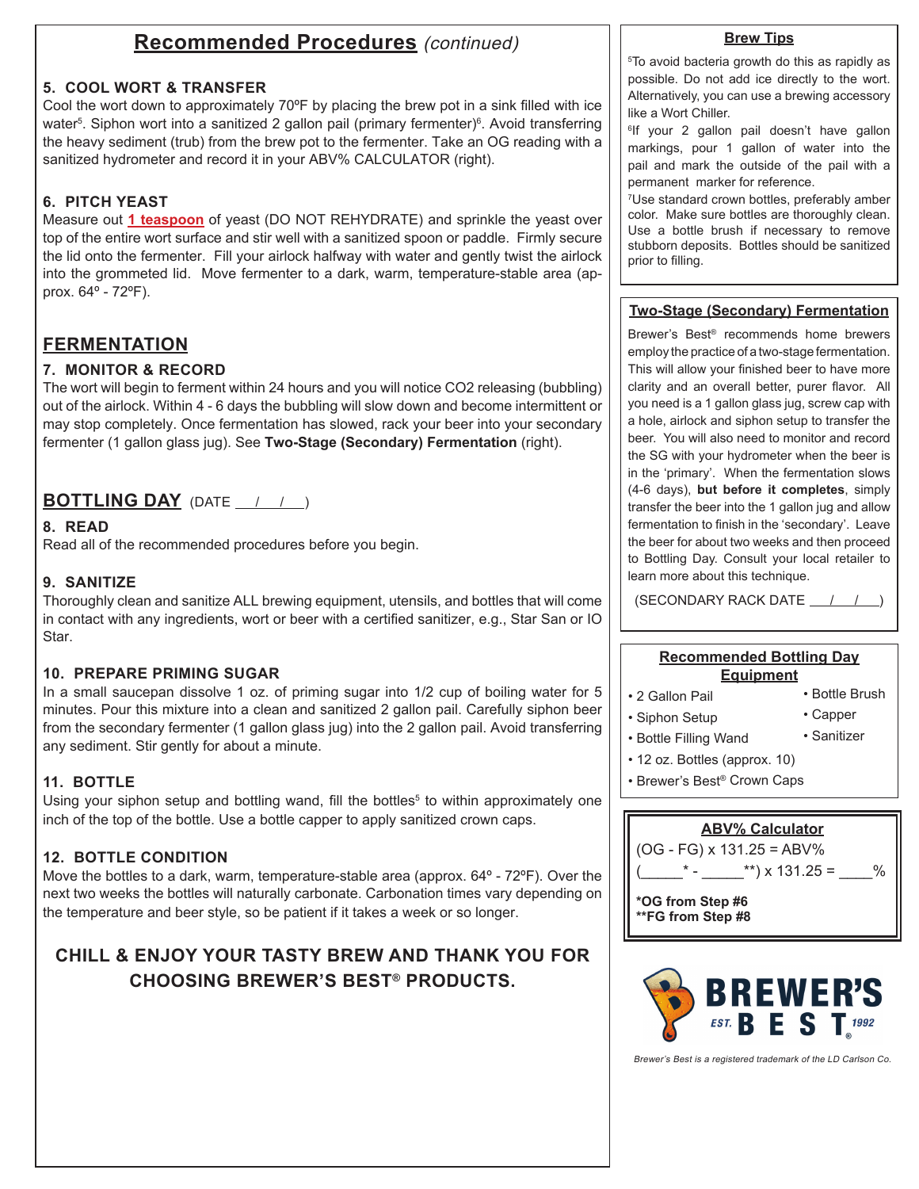# Recommended Procedures *(continued)*

### 5. COOL WORT & TRANSFER

Cool the wort down to approximately 70ºF by placing the brew pot in a sink filled with ice water[5]. Siphon wort into a sanitized 2 gallon pail (primary fermenter)[6]. Avoid transferring the heavy sediment (trub) from the brew pot to the fermenter. Take an OG reading with a sanitized hydrometer and record it in your ABV% CALCULATOR (right).

### 6. PITCH YEAST

Measure out **1 teaspoon** of yeast (DO NOT REHYDRATE) and sprinkle the yeast over top of the entire wort surface and stir well with a sanitized spoon or paddle. Firmly secure the lid onto the fermenter. Fill your airlock halfway with water and gently twist the airlock into the grommeted lid. Move fermenter to a dark, warm, temperature-stable area (approx. 64º - 72ºF).

## FERMENTATION

### 7. MONITOR & RECORD

The wort will begin to ferment within 24 hours and you will notice $CO_2$ releasing (bubbling) out of the airlock. Within 4 - 6 days the bubbling will slow down and become intermittent or may stop completely. Once fermentation has slowed, rack your beer into your secondary fermenter (1 gallon glass jug). See **Two-Stage (Secondary) Fermentation** (right).

## BOTTLING DAY (DATE ___/___/___)

### 8. READ

Read all of the recommended procedures before you begin.

### 9. SANITIZE

Thoroughly clean and sanitize ALL brewing equipment, utensils, and bottles that will come in contact with any ingredients, wort or beer with a certified sanitizer, e.g., Star San or IO Star.

### 10. PREPARE PRIMING SUGAR

In a small saucepan dissolve 1 oz. of priming sugar into 1/2 cup of boiling water for 5 minutes. Pour this mixture into a clean and sanitized 2 gallon pail. Carefully siphon beer from the secondary fermenter (1 gallon glass jug) into the 2 gallon pail. Avoid transferring any sediment. Stir gently for about a minute.

### 11. BOTTLE

Using your siphon setup and bottling wand, fill the bottles[5] to within approximately one inch of the top of the bottle. Use a bottle capper to apply sanitized crown caps.

### 12. BOTTLE CONDITION

Move the bottles to a dark, warm, temperature-stable area (approx. 64º - 72ºF). Over the next two weeks the bottles will naturally carbonate. Carbonation times vary depending on the temperature and beer style, so be patient if it takes a week or so longer.

**CHILL & ENJOY YOUR TASTY BREW AND THANK YOU FOR CHOOSING BREWER'S BEST® PRODUCTS.**

## Brew Tips

[5]To avoid bacteria growth do this as rapidly as possible. Do not add ice directly to the wort. Alternatively, you can use a brewing accessory like a Wort Chiller.

[6]If your 2 gallon pail doesn't have gallon markings, pour 1 gallon of water into the pail and mark the outside of the pail with a permanent marker for reference.

[7]Use standard crown bottles, preferably amber color. Make sure bottles are thoroughly clean. Use a bottle brush if necessary to remove stubborn deposits. Bottles should be sanitized prior to filling.

## Two-Stage (Secondary) Fermentation

Brewer's Best® recommends home brewers employ the practice of a two-stage fermentation. This will allow your finished beer to have more clarity and an overall better, purer flavor. All you need is a 1 gallon glass jug, screw cap with a hole, airlock and siphon setup to transfer the beer. You will also need to monitor and record the SG with your hydrometer when the beer is in the 'primary'. When the fermentation slows (4-6 days), **but before it completes**, simply transfer the beer into the 1 gallon jug and allow fermentation to finish in the 'secondary'. Leave the beer for about two weeks and then proceed to Bottling Day. Consult your local retailer to learn more about this technique.

(SECONDARY RACK DATE ___/___/___)

## Recommended Bottling Day Equipment

- 2 Gallon Pail
- Siphon Setup
- Bottle Filling Wand
- 12 oz. Bottles (approx. 10)
- Brewer's Best® Crown Caps
- Bottle Brush
- Capper
- Sanitizer

## ABV% Calculator

(OG - FG) x 131.25 = ABV%

(_____* - _____**) x 131.25 = ____%

**\*OG from Step #6**
**\*\*FG from Step #8**

BREWER'S BEST EST. 1992 ®

*Brewer's Best is a registered trademark of the LD Carlson Co.*